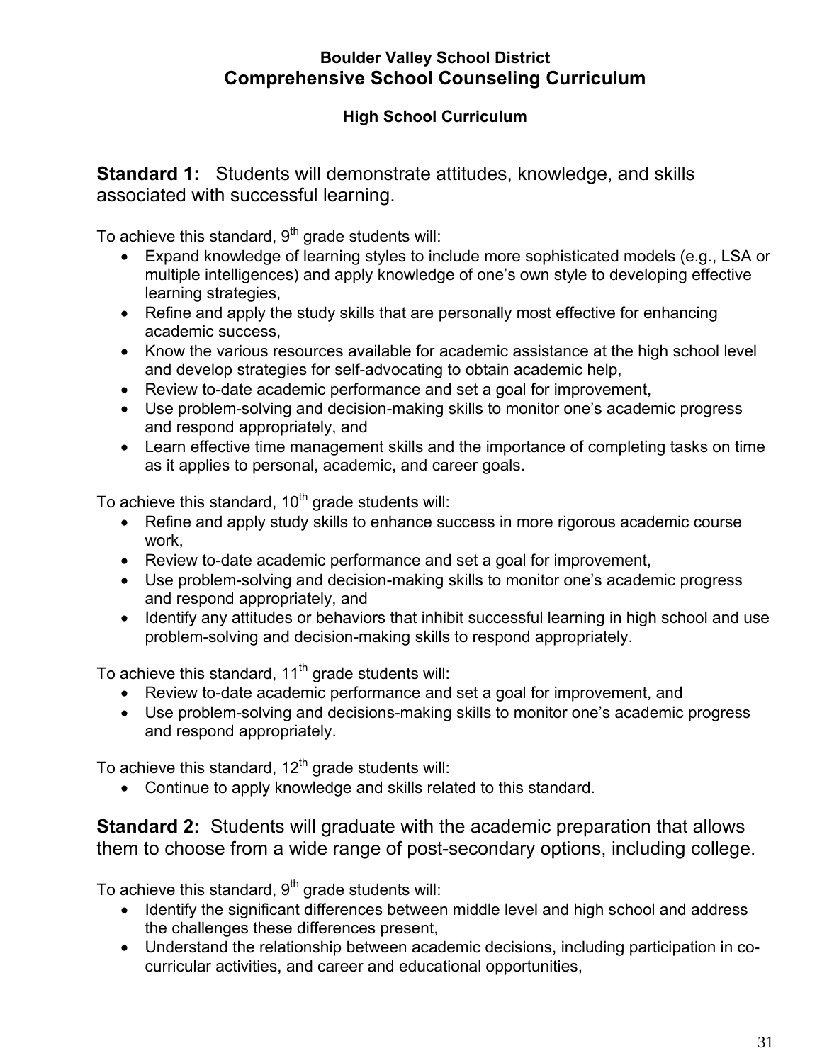# Boulder Valley School District
## Comprehensive School Counseling Curriculum

### High School Curriculum

**Standard 1:** Students will demonstrate attitudes, knowledge, and skills associated with successful learning.

To achieve this standard, 9th grade students will:

- Expand knowledge of learning styles to include more sophisticated models (e.g., LSA or multiple intelligences) and apply knowledge of one's own style to developing effective learning strategies,
- Refine and apply the study skills that are personally most effective for enhancing academic success,
- Know the various resources available for academic assistance at the high school level and develop strategies for self-advocating to obtain academic help,
- Review to-date academic performance and set a goal for improvement,
- Use problem-solving and decision-making skills to monitor one's academic progress and respond appropriately, and
- Learn effective time management skills and the importance of completing tasks on time as it applies to personal, academic, and career goals.

To achieve this standard, 10th grade students will:

- Refine and apply study skills to enhance success in more rigorous academic course work,
- Review to-date academic performance and set a goal for improvement,
- Use problem-solving and decision-making skills to monitor one's academic progress and respond appropriately, and
- Identify any attitudes or behaviors that inhibit successful learning in high school and use problem-solving and decision-making skills to respond appropriately.

To achieve this standard, 11th grade students will:

- Review to-date academic performance and set a goal for improvement, and
- Use problem-solving and decisions-making skills to monitor one's academic progress and respond appropriately.

To achieve this standard, 12th grade students will:

- Continue to apply knowledge and skills related to this standard.

**Standard 2:** Students will graduate with the academic preparation that allows them to choose from a wide range of post-secondary options, including college.

To achieve this standard, 9th grade students will:

- Identify the significant differences between middle level and high school and address the challenges these differences present,
- Understand the relationship between academic decisions, including participation in co-curricular activities, and career and educational opportunities,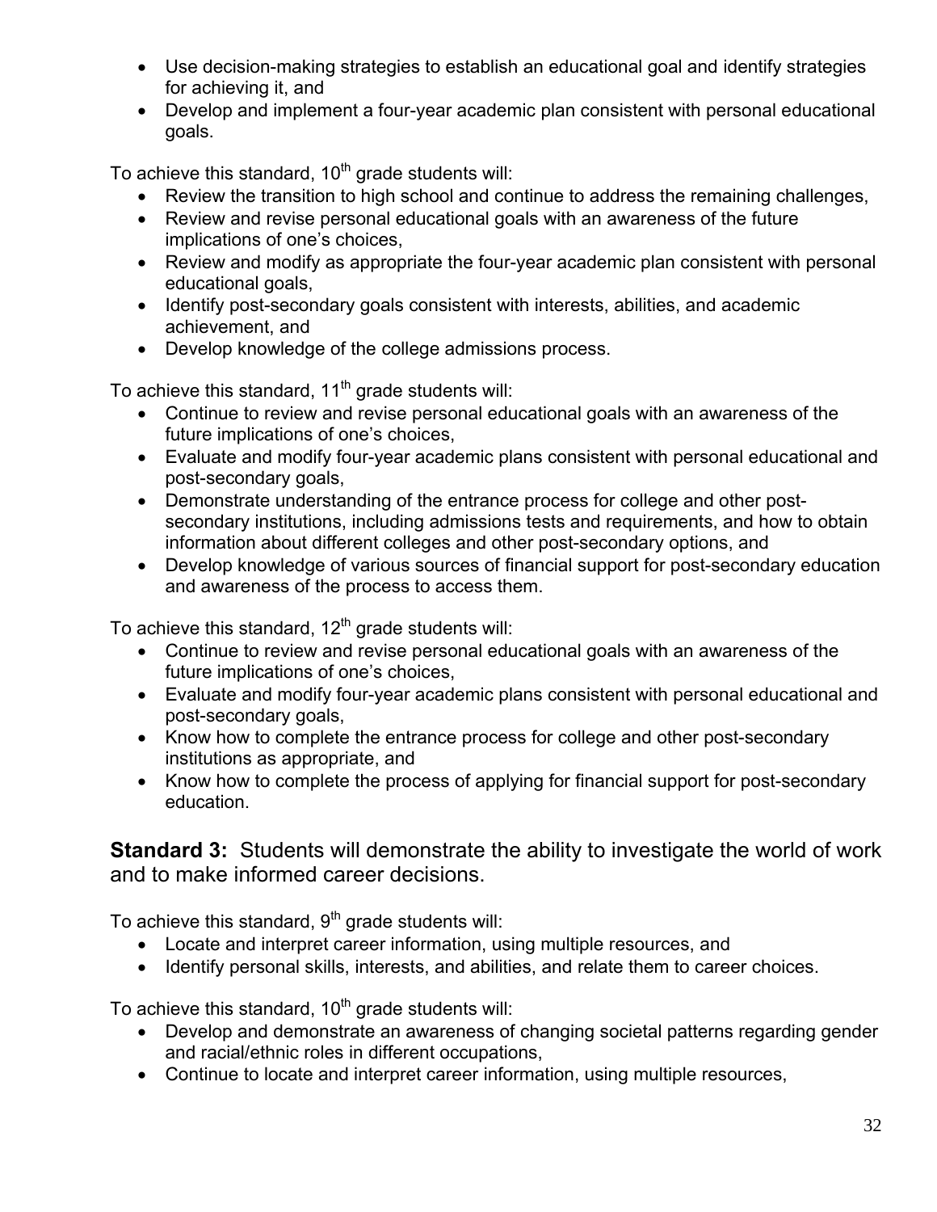- Use decision-making strategies to establish an educational goal and identify strategies for achieving it, and
- Develop and implement a four-year academic plan consistent with personal educational goals.

To achieve this standard, 10th grade students will:

- Review the transition to high school and continue to address the remaining challenges,
- Review and revise personal educational goals with an awareness of the future implications of one's choices,
- Review and modify as appropriate the four-year academic plan consistent with personal educational goals,
- Identify post-secondary goals consistent with interests, abilities, and academic achievement, and
- Develop knowledge of the college admissions process.

To achieve this standard, 11th grade students will:

- Continue to review and revise personal educational goals with an awareness of the future implications of one's choices,
- Evaluate and modify four-year academic plans consistent with personal educational and post-secondary goals,
- Demonstrate understanding of the entrance process for college and other post-secondary institutions, including admissions tests and requirements, and how to obtain information about different colleges and other post-secondary options, and
- Develop knowledge of various sources of financial support for post-secondary education and awareness of the process to access them.

To achieve this standard, 12th grade students will:

- Continue to review and revise personal educational goals with an awareness of the future implications of one's choices,
- Evaluate and modify four-year academic plans consistent with personal educational and post-secondary goals,
- Know how to complete the entrance process for college and other post-secondary institutions as appropriate, and
- Know how to complete the process of applying for financial support for post-secondary education.

### **Standard 3:** Students will demonstrate the ability to investigate the world of work and to make informed career decisions.

To achieve this standard, 9th grade students will:

- Locate and interpret career information, using multiple resources, and
- Identify personal skills, interests, and abilities, and relate them to career choices.

To achieve this standard, 10th grade students will:

- Develop and demonstrate an awareness of changing societal patterns regarding gender and racial/ethnic roles in different occupations,
- Continue to locate and interpret career information, using multiple resources,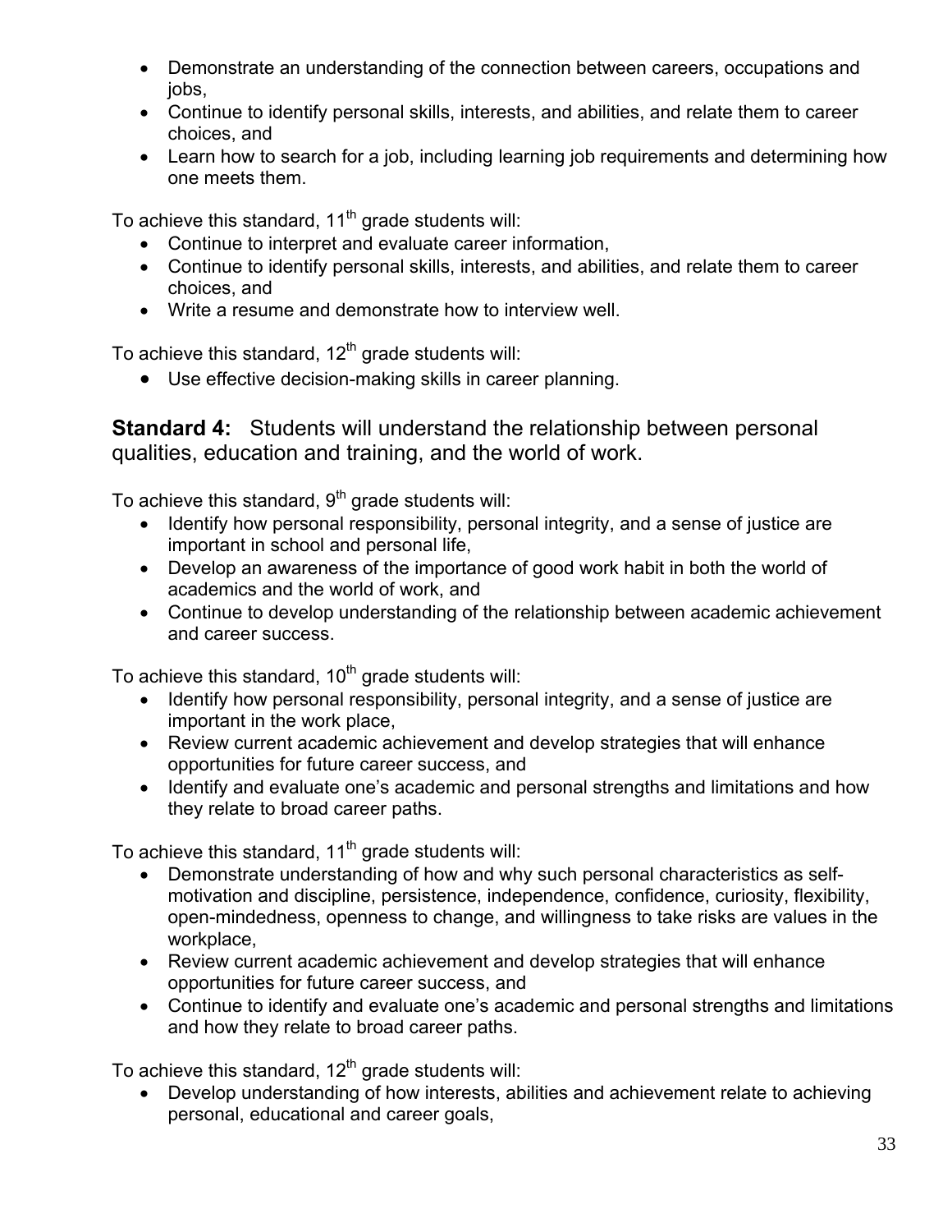- Demonstrate an understanding of the connection between careers, occupations and jobs,
- Continue to identify personal skills, interests, and abilities, and relate them to career choices, and
- Learn how to search for a job, including learning job requirements and determining how one meets them.

To achieve this standard, 11th grade students will:

- Continue to interpret and evaluate career information,
- Continue to identify personal skills, interests, and abilities, and relate them to career choices, and
- Write a resume and demonstrate how to interview well.

To achieve this standard, 12th grade students will:

- Use effective decision-making skills in career planning.

### **Standard 4:** Students will understand the relationship between personal qualities, education and training, and the world of work.

To achieve this standard, 9th grade students will:

- Identify how personal responsibility, personal integrity, and a sense of justice are important in school and personal life,
- Develop an awareness of the importance of good work habit in both the world of academics and the world of work, and
- Continue to develop understanding of the relationship between academic achievement and career success.

To achieve this standard, 10th grade students will:

- Identify how personal responsibility, personal integrity, and a sense of justice are important in the work place,
- Review current academic achievement and develop strategies that will enhance opportunities for future career success, and
- Identify and evaluate one's academic and personal strengths and limitations and how they relate to broad career paths.

To achieve this standard, 11th grade students will:

- Demonstrate understanding of how and why such personal characteristics as self-motivation and discipline, persistence, independence, confidence, curiosity, flexibility, open-mindedness, openness to change, and willingness to take risks are values in the workplace,
- Review current academic achievement and develop strategies that will enhance opportunities for future career success, and
- Continue to identify and evaluate one's academic and personal strengths and limitations and how they relate to broad career paths.

To achieve this standard, 12th grade students will:

- Develop understanding of how interests, abilities and achievement relate to achieving personal, educational and career goals,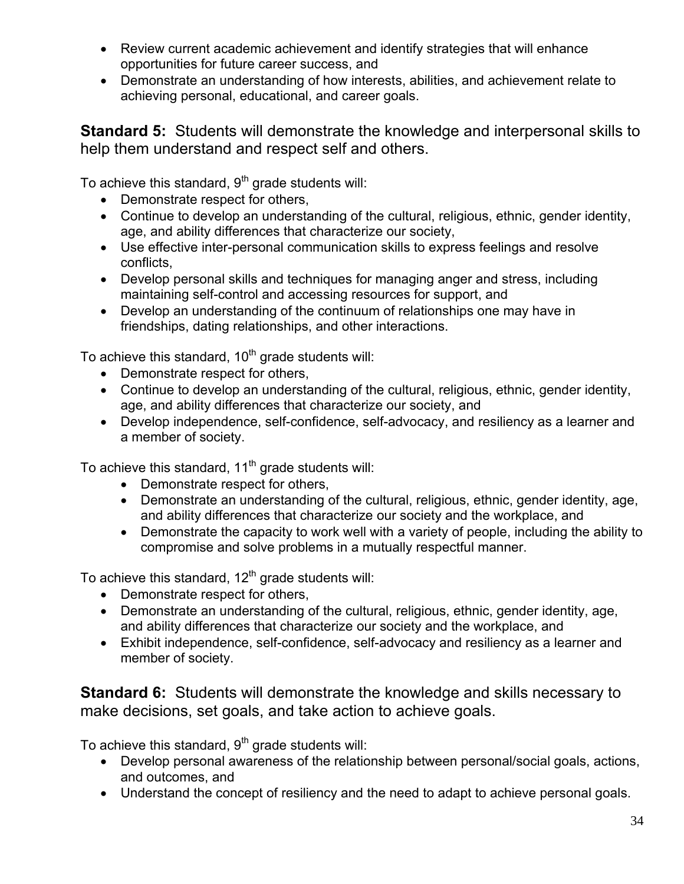- Review current academic achievement and identify strategies that will enhance opportunities for future career success, and
- Demonstrate an understanding of how interests, abilities, and achievement relate to achieving personal, educational, and career goals.

**Standard 5:** Students will demonstrate the knowledge and interpersonal skills to help them understand and respect self and others.

To achieve this standard, 9th grade students will:

- Demonstrate respect for others,
- Continue to develop an understanding of the cultural, religious, ethnic, gender identity, age, and ability differences that characterize our society,
- Use effective inter-personal communication skills to express feelings and resolve conflicts,
- Develop personal skills and techniques for managing anger and stress, including maintaining self-control and accessing resources for support, and
- Develop an understanding of the continuum of relationships one may have in friendships, dating relationships, and other interactions.

To achieve this standard, 10th grade students will:

- Demonstrate respect for others,
- Continue to develop an understanding of the cultural, religious, ethnic, gender identity, age, and ability differences that characterize our society, and
- Develop independence, self-confidence, self-advocacy, and resiliency as a learner and a member of society.

To achieve this standard, 11th grade students will:

- Demonstrate respect for others,
- Demonstrate an understanding of the cultural, religious, ethnic, gender identity, age, and ability differences that characterize our society and the workplace, and
- Demonstrate the capacity to work well with a variety of people, including the ability to compromise and solve problems in a mutually respectful manner.

To achieve this standard, 12th grade students will:

- Demonstrate respect for others,
- Demonstrate an understanding of the cultural, religious, ethnic, gender identity, age, and ability differences that characterize our society and the workplace, and
- Exhibit independence, self-confidence, self-advocacy and resiliency as a learner and member of society.

**Standard 6:** Students will demonstrate the knowledge and skills necessary to make decisions, set goals, and take action to achieve goals.

To achieve this standard, 9th grade students will:

- Develop personal awareness of the relationship between personal/social goals, actions, and outcomes, and
- Understand the concept of resiliency and the need to adapt to achieve personal goals.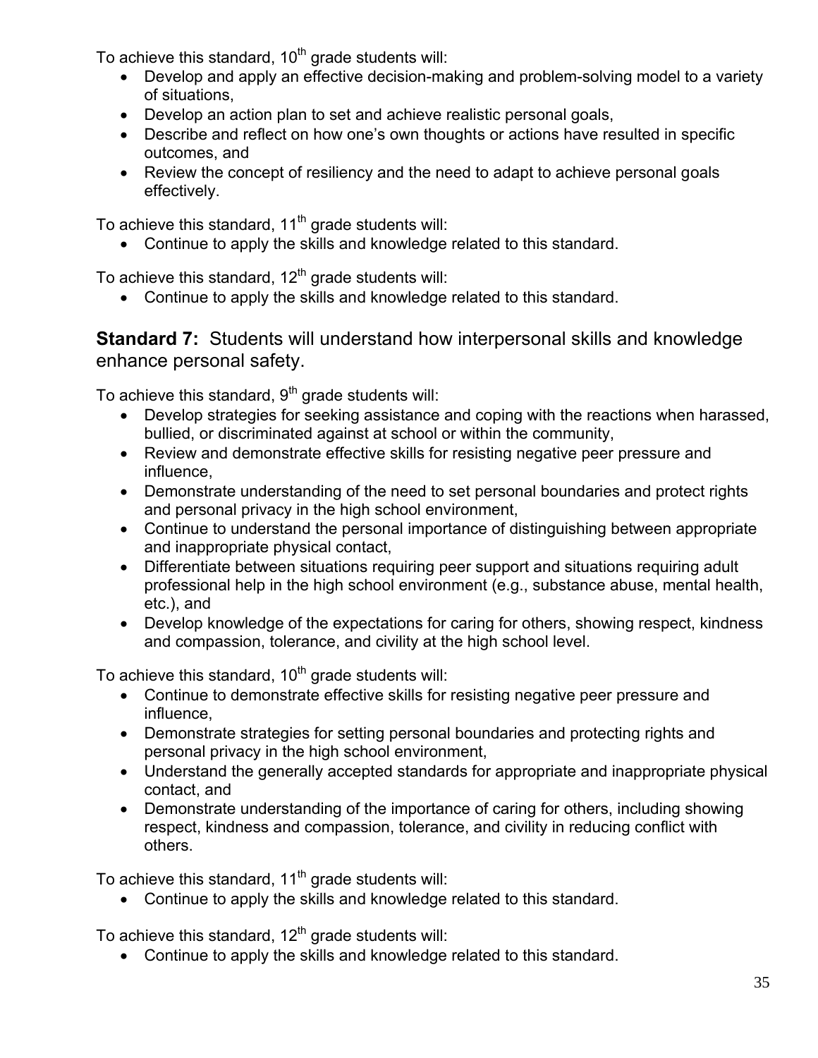To achieve this standard, 10th grade students will:

- Develop and apply an effective decision-making and problem-solving model to a variety of situations,
- Develop an action plan to set and achieve realistic personal goals,
- Describe and reflect on how one's own thoughts or actions have resulted in specific outcomes, and
- Review the concept of resiliency and the need to adapt to achieve personal goals effectively.

To achieve this standard, 11th grade students will:

- Continue to apply the skills and knowledge related to this standard.

To achieve this standard, 12th grade students will:

- Continue to apply the skills and knowledge related to this standard.

### **Standard 7:** Students will understand how interpersonal skills and knowledge enhance personal safety.

To achieve this standard, 9th grade students will:

- Develop strategies for seeking assistance and coping with the reactions when harassed, bullied, or discriminated against at school or within the community,
- Review and demonstrate effective skills for resisting negative peer pressure and influence,
- Demonstrate understanding of the need to set personal boundaries and protect rights and personal privacy in the high school environment,
- Continue to understand the personal importance of distinguishing between appropriate and inappropriate physical contact,
- Differentiate between situations requiring peer support and situations requiring adult professional help in the high school environment (e.g., substance abuse, mental health, etc.), and
- Develop knowledge of the expectations for caring for others, showing respect, kindness and compassion, tolerance, and civility at the high school level.

To achieve this standard, 10th grade students will:

- Continue to demonstrate effective skills for resisting negative peer pressure and influence,
- Demonstrate strategies for setting personal boundaries and protecting rights and personal privacy in the high school environment,
- Understand the generally accepted standards for appropriate and inappropriate physical contact, and
- Demonstrate understanding of the importance of caring for others, including showing respect, kindness and compassion, tolerance, and civility in reducing conflict with others.

To achieve this standard, 11th grade students will:

- Continue to apply the skills and knowledge related to this standard.

To achieve this standard, 12th grade students will:

- Continue to apply the skills and knowledge related to this standard.